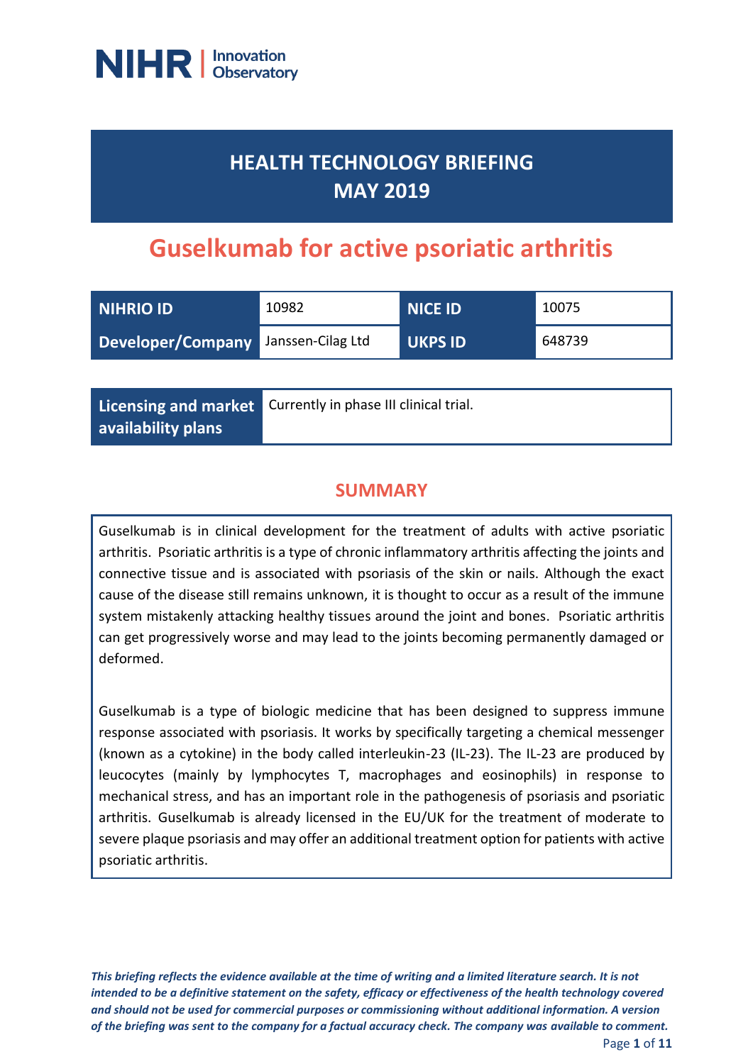NIHR | Innovation Observatory

# HEALTH TECHNOLOGY BRIEFING
# MAY 2019

# Guselkumab for active psoriatic arthritis

| NIHRIO ID | 10982 | NICE ID | 10075 |
|---|---|---|---|
| Developer/Company | Janssen-Cilag Ltd | UKPS ID | 648739 |

| Licensing and market availability plans | Currently in phase III clinical trial. |
|---|---|

## SUMMARY

Guselkumab is in clinical development for the treatment of adults with active psoriatic arthritis. Psoriatic arthritis is a type of chronic inflammatory arthritis affecting the joints and connective tissue and is associated with psoriasis of the skin or nails. Although the exact cause of the disease still remains unknown, it is thought to occur as a result of the immune system mistakenly attacking healthy tissues around the joint and bones. Psoriatic arthritis can get progressively worse and may lead to the joints becoming permanently damaged or deformed.

Guselkumab is a type of biologic medicine that has been designed to suppress immune response associated with psoriasis. It works by specifically targeting a chemical messenger (known as a cytokine) in the body called interleukin-23 (IL-23). The IL-23 are produced by leucocytes (mainly by lymphocytes T, macrophages and eosinophils) in response to mechanical stress, and has an important role in the pathogenesis of psoriasis and psoriatic arthritis. Guselkumab is already licensed in the EU/UK for the treatment of moderate to severe plaque psoriasis and may offer an additional treatment option for patients with active psoriatic arthritis.

*This briefing reflects the evidence available at the time of writing and a limited literature search. It is not intended to be a definitive statement on the safety, efficacy or effectiveness of the health technology covered and should not be used for commercial purposes or commissioning without additional information. A version of the briefing was sent to the company for a factual accuracy check. The company was available to comment.*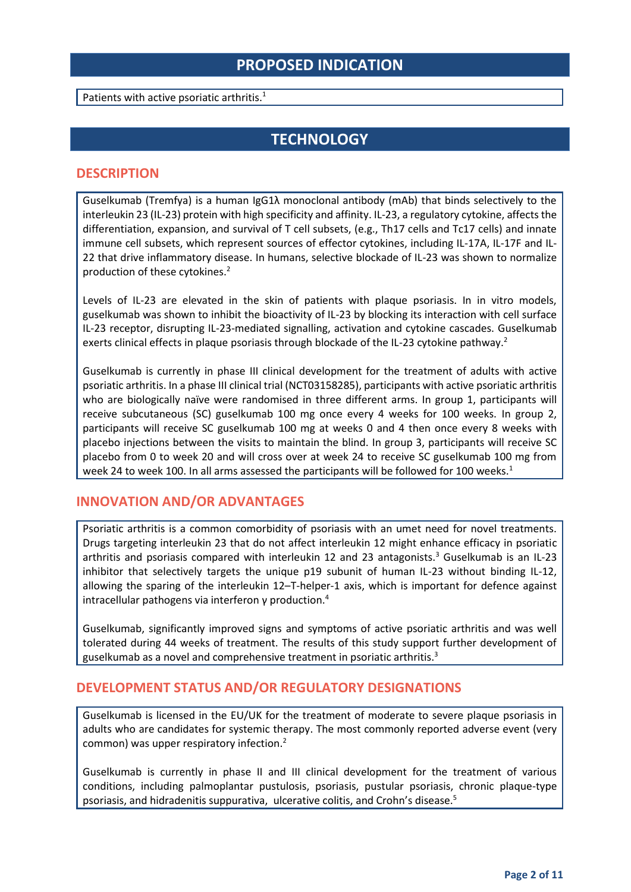# PROPOSED INDICATION

Patients with active psoriatic arthritis.[1]

# TECHNOLOGY

## DESCRIPTION

Guselkumab (Tremfya) is a human IgG1λ monoclonal antibody (mAb) that binds selectively to the interleukin 23 (IL-23) protein with high specificity and affinity. IL-23, a regulatory cytokine, affects the differentiation, expansion, and survival of T cell subsets, (e.g., Th17 cells and Tc17 cells) and innate immune cell subsets, which represent sources of effector cytokines, including IL-17A, IL-17F and IL-22 that drive inflammatory disease. In humans, selective blockade of IL-23 was shown to normalize production of these cytokines.[2]

Levels of IL-23 are elevated in the skin of patients with plaque psoriasis. In in vitro models, guselkumab was shown to inhibit the bioactivity of IL-23 by blocking its interaction with cell surface IL-23 receptor, disrupting IL-23-mediated signalling, activation and cytokine cascades. Guselkumab exerts clinical effects in plaque psoriasis through blockade of the IL-23 cytokine pathway.[2]

Guselkumab is currently in phase III clinical development for the treatment of adults with active psoriatic arthritis. In a phase III clinical trial (NCT03158285), participants with active psoriatic arthritis who are biologically naïve were randomised in three different arms. In group 1, participants will receive subcutaneous (SC) guselkumab 100 mg once every 4 weeks for 100 weeks. In group 2, participants will receive SC guselkumab 100 mg at weeks 0 and 4 then once every 8 weeks with placebo injections between the visits to maintain the blind. In group 3, participants will receive SC placebo from 0 to week 20 and will cross over at week 24 to receive SC guselkumab 100 mg from week 24 to week 100. In all arms assessed the participants will be followed for 100 weeks.[1]

## INNOVATION AND/OR ADVANTAGES

Psoriatic arthritis is a common comorbidity of psoriasis with an umet need for novel treatments. Drugs targeting interleukin 23 that do not affect interleukin 12 might enhance efficacy in psoriatic arthritis and psoriasis compared with interleukin 12 and 23 antagonists.[3] Guselkumab is an IL-23 inhibitor that selectively targets the unique p19 subunit of human IL-23 without binding IL-12, allowing the sparing of the interleukin 12–T-helper-1 axis, which is important for defence against intracellular pathogens via interferon γ production.[4]

Guselkumab, significantly improved signs and symptoms of active psoriatic arthritis and was well tolerated during 44 weeks of treatment. The results of this study support further development of guselkumab as a novel and comprehensive treatment in psoriatic arthritis.[3]

## DEVELOPMENT STATUS AND/OR REGULATORY DESIGNATIONS

Guselkumab is licensed in the EU/UK for the treatment of moderate to severe plaque psoriasis in adults who are candidates for systemic therapy. The most commonly reported adverse event (very common) was upper respiratory infection.[2]

Guselkumab is currently in phase II and III clinical development for the treatment of various conditions, including palmoplantar pustulosis, psoriasis, pustular psoriasis, chronic plaque-type psoriasis, and hidradenitis suppurativa, ulcerative colitis, and Crohn's disease.[5]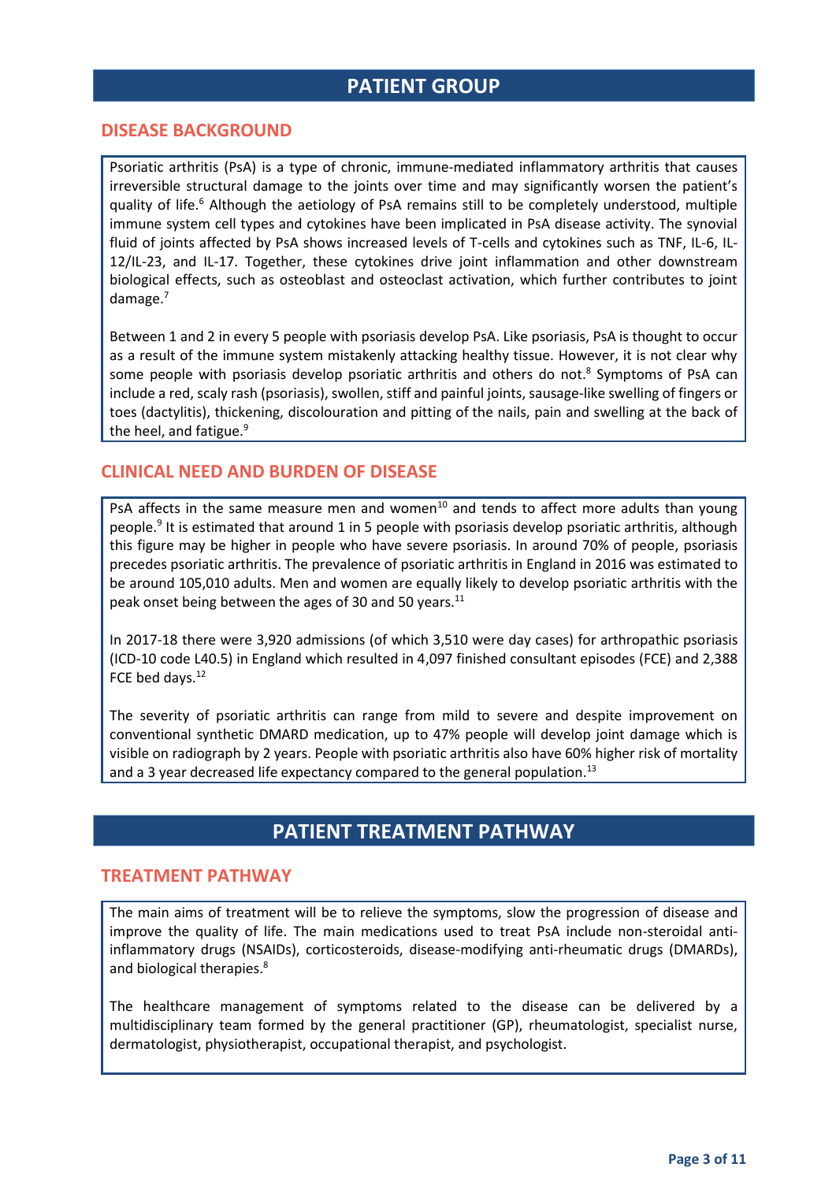# PATIENT GROUP

## DISEASE BACKGROUND

Psoriatic arthritis (PsA) is a type of chronic, immune-mediated inflammatory arthritis that causes irreversible structural damage to the joints over time and may significantly worsen the patient's quality of life.[6] Although the aetiology of PsA remains still to be completely understood, multiple immune system cell types and cytokines have been implicated in PsA disease activity. The synovial fluid of joints affected by PsA shows increased levels of T-cells and cytokines such as TNF, IL-6, IL-12/IL-23, and IL-17. Together, these cytokines drive joint inflammation and other downstream biological effects, such as osteoblast and osteoclast activation, which further contributes to joint damage.[7]

Between 1 and 2 in every 5 people with psoriasis develop PsA. Like psoriasis, PsA is thought to occur as a result of the immune system mistakenly attacking healthy tissue. However, it is not clear why some people with psoriasis develop psoriatic arthritis and others do not.[8] Symptoms of PsA can include a red, scaly rash (psoriasis), swollen, stiff and painful joints, sausage-like swelling of fingers or toes (dactylitis), thickening, discolouration and pitting of the nails, pain and swelling at the back of the heel, and fatigue.[9]

## CLINICAL NEED AND BURDEN OF DISEASE

PsA affects in the same measure men and women[10] and tends to affect more adults than young people.[9] It is estimated that around 1 in 5 people with psoriasis develop psoriatic arthritis, although this figure may be higher in people who have severe psoriasis. In around 70% of people, psoriasis precedes psoriatic arthritis. The prevalence of psoriatic arthritis in England in 2016 was estimated to be around 105,010 adults. Men and women are equally likely to develop psoriatic arthritis with the peak onset being between the ages of 30 and 50 years.[11]

In 2017-18 there were 3,920 admissions (of which 3,510 were day cases) for arthropathic psoriasis (ICD-10 code L40.5) in England which resulted in 4,097 finished consultant episodes (FCE) and 2,388 FCE bed days.[12]

The severity of psoriatic arthritis can range from mild to severe and despite improvement on conventional synthetic DMARD medication, up to 47% people will develop joint damage which is visible on radiograph by 2 years. People with psoriatic arthritis also have 60% higher risk of mortality and a 3 year decreased life expectancy compared to the general population.[13]

# PATIENT TREATMENT PATHWAY

## TREATMENT PATHWAY

The main aims of treatment will be to relieve the symptoms, slow the progression of disease and improve the quality of life. The main medications used to treat PsA include non-steroidal anti-inflammatory drugs (NSAIDs), corticosteroids, disease-modifying anti-rheumatic drugs (DMARDs), and biological therapies.[8]

The healthcare management of symptoms related to the disease can be delivered by a multidisciplinary team formed by the general practitioner (GP), rheumatologist, specialist nurse, dermatologist, physiotherapist, occupational therapist, and psychologist.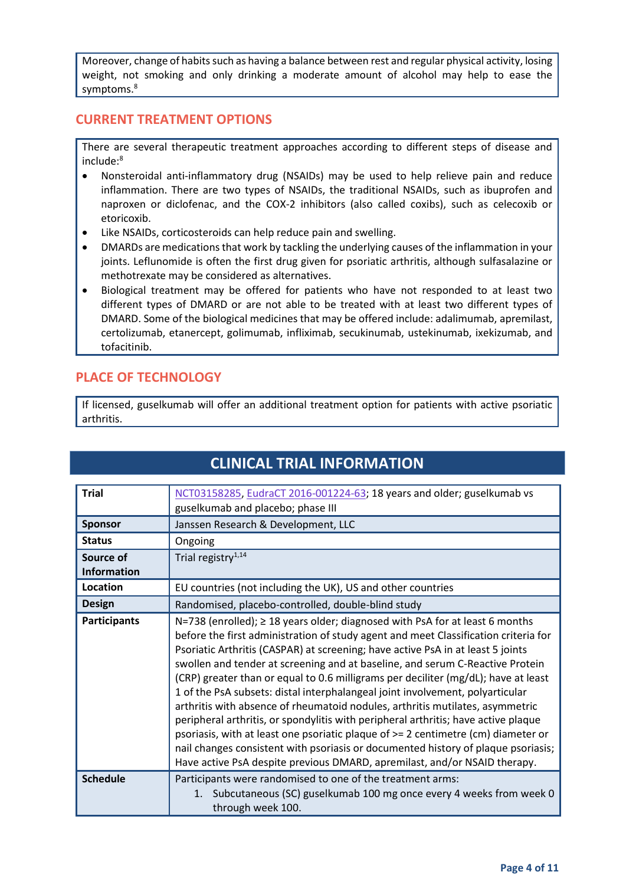Moreover, change of habits such as having a balance between rest and regular physical activity, losing weight, not smoking and only drinking a moderate amount of alcohol may help to ease the symptoms.[8]

## CURRENT TREATMENT OPTIONS

There are several therapeutic treatment approaches according to different steps of disease and include:[8]

- Nonsteroidal anti-inflammatory drug (NSAIDs) may be used to help relieve pain and reduce inflammation. There are two types of NSAIDs, the traditional NSAIDs, such as ibuprofen and naproxen or diclofenac, and the COX-2 inhibitors (also called coxibs), such as celecoxib or etoricoxib.
- Like NSAIDs, corticosteroids can help reduce pain and swelling.
- DMARDs are medications that work by tackling the underlying causes of the inflammation in your joints. Leflunomide is often the first drug given for psoriatic arthritis, although sulfasalazine or methotrexate may be considered as alternatives.
- Biological treatment may be offered for patients who have not responded to at least two different types of DMARD or are not able to be treated with at least two different types of DMARD. Some of the biological medicines that may be offered include: adalimumab, apremilast, certolizumab, etanercept, golimumab, infliximab, secukinumab, ustekinumab, ixekizumab, and tofacitinib.

## PLACE OF TECHNOLOGY

If licensed, guselkumab will offer an additional treatment option for patients with active psoriatic arthritis.

## CLINICAL TRIAL INFORMATION

| | |
|---|---|
| **Trial** | NCT03158285, EudraCT 2016-001224-63; 18 years and older; guselkumab vs guselkumab and placebo; phase III |
| **Sponsor** | Janssen Research & Development, LLC |
| **Status** | Ongoing |
| **Source of Information** | Trial registry[1,14] |
| **Location** | EU countries (not including the UK), US and other countries |
| **Design** | Randomised, placebo-controlled, double-blind study |
| **Participants** | N=738 (enrolled); ≥ 18 years older; diagnosed with PsA for at least 6 months before the first administration of study agent and meet Classification criteria for Psoriatic Arthritis (CASPAR) at screening; have active PsA in at least 5 joints swollen and tender at screening and at baseline, and serum C-Reactive Protein (CRP) greater than or equal to 0.6 milligrams per deciliter (mg/dL); have at least 1 of the PsA subsets: distal interphalangeal joint involvement, polyarticular arthritis with absence of rheumatoid nodules, arthritis mutilates, asymmetric peripheral arthritis, or spondylitis with peripheral arthritis; have active plaque psoriasis, with at least one psoriatic plaque of >= 2 centimetre (cm) diameter or nail changes consistent with psoriasis or documented history of plaque psoriasis; Have active PsA despite previous DMARD, apremilast, and/or NSAID therapy. |
| **Schedule** | Participants were randomised to one of the treatment arms:<br>1. Subcutaneous (SC) guselkumab 100 mg once every 4 weeks from week 0 through week 100. |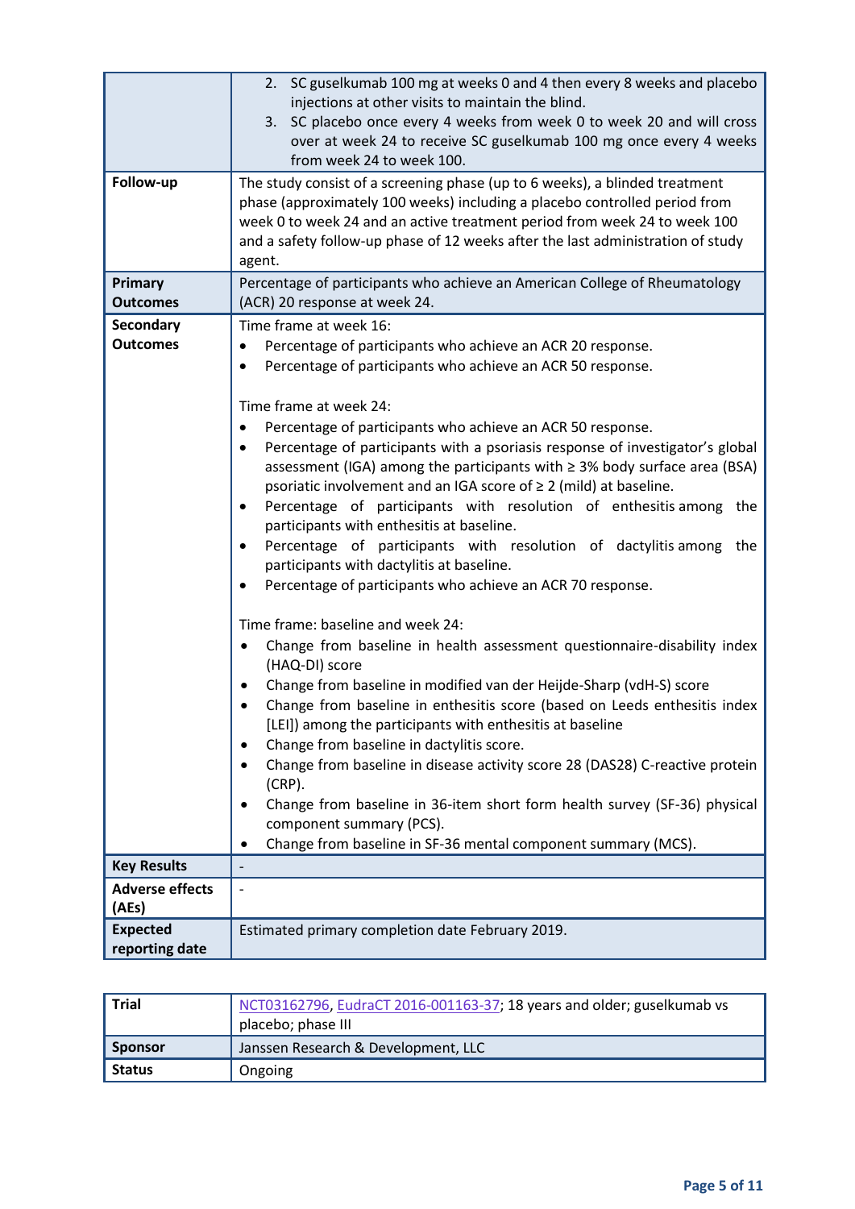| | |
|---|---|
| | 2. SC guselkumab 100 mg at weeks 0 and 4 then every 8 weeks and placebo injections at other visits to maintain the blind.<br>3. SC placebo once every 4 weeks from week 0 to week 20 and will cross over at week 24 to receive SC guselkumab 100 mg once every 4 weeks from week 24 to week 100. |
| **Follow-up** | The study consist of a screening phase (up to 6 weeks), a blinded treatment phase (approximately 100 weeks) including a placebo controlled period from week 0 to week 24 and an active treatment period from week 24 to week 100 and a safety follow-up phase of 12 weeks after the last administration of study agent. |
| **Primary Outcomes** | Percentage of participants who achieve an American College of Rheumatology (ACR) 20 response at week 24. |
| **Secondary Outcomes** | Time frame at week 16:<br>• Percentage of participants who achieve an ACR 20 response.<br>• Percentage of participants who achieve an ACR 50 response.<br><br>Time frame at week 24:<br>• Percentage of participants who achieve an ACR 50 response.<br>• Percentage of participants with a psoriasis response of investigator's global assessment (IGA) among the participants with ≥ 3% body surface area (BSA) psoriatic involvement and an IGA score of ≥ 2 (mild) at baseline.<br>• Percentage of participants with resolution of enthesitis among the participants with enthesitis at baseline.<br>• Percentage of participants with resolution of dactylitis among the participants with dactylitis at baseline.<br>• Percentage of participants who achieve an ACR 70 response.<br><br>Time frame: baseline and week 24:<br>• Change from baseline in health assessment questionnaire-disability index (HAQ-DI) score<br>• Change from baseline in modified van der Heijde-Sharp (vdH-S) score<br>• Change from baseline in enthesitis score (based on Leeds enthesitis index [LEI]) among the participants with enthesitis at baseline<br>• Change from baseline in dactylitis score.<br>• Change from baseline in disease activity score 28 (DAS28) C-reactive protein (CRP).<br>• Change from baseline in 36-item short form health survey (SF-36) physical component summary (PCS).<br>• Change from baseline in SF-36 mental component summary (MCS). |
| **Key Results** | - |
| **Adverse effects (AEs)** | - |
| **Expected reporting date** | Estimated primary completion date February 2019. |

| | |
|---|---|
| **Trial** | NCT03162796, EudraCT 2016-001163-37; 18 years and older; guselkumab vs placebo; phase III |
| **Sponsor** | Janssen Research & Development, LLC |
| **Status** | Ongoing |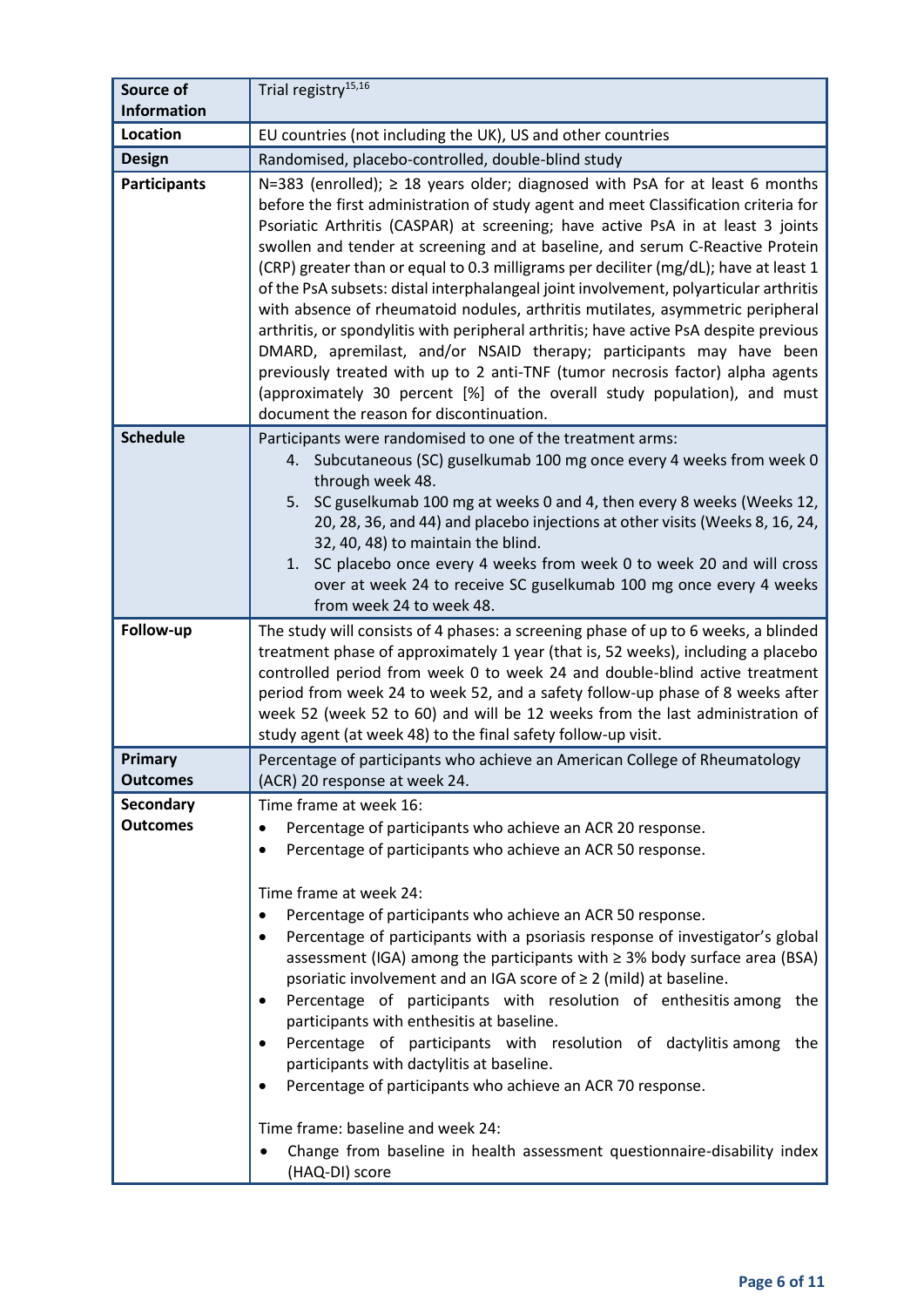| Source of Information | Trial registry[15,16] |
|---|---|
| **Location** | EU countries (not including the UK), US and other countries |
| **Design** | Randomised, placebo-controlled, double-blind study |
| **Participants** | N=383 (enrolled); ≥ 18 years older; diagnosed with PsA for at least 6 months before the first administration of study agent and meet Classification criteria for Psoriatic Arthritis (CASPAR) at screening; have active PsA in at least 3 joints swollen and tender at screening and at baseline, and serum C-Reactive Protein (CRP) greater than or equal to 0.3 milligrams per deciliter (mg/dL); have at least 1 of the PsA subsets: distal interphalangeal joint involvement, polyarticular arthritis with absence of rheumatoid nodules, arthritis mutilates, asymmetric peripheral arthritis, or spondylitis with peripheral arthritis; have active PsA despite previous DMARD, apremilast, and/or NSAID therapy; participants may have been previously treated with up to 2 anti-TNF (tumor necrosis factor) alpha agents (approximately 30 percent [%] of the overall study population), and must document the reason for discontinuation. |
| **Schedule** | Participants were randomised to one of the treatment arms:<br>4. Subcutaneous (SC) guselkumab 100 mg once every 4 weeks from week 0 through week 48.<br>5. SC guselkumab 100 mg at weeks 0 and 4, then every 8 weeks (Weeks 12, 20, 28, 36, and 44) and placebo injections at other visits (Weeks 8, 16, 24, 32, 40, 48) to maintain the blind.<br>1. SC placebo once every 4 weeks from week 0 to week 20 and will cross over at week 24 to receive SC guselkumab 100 mg once every 4 weeks from week 24 to week 48. |
| **Follow-up** | The study will consists of 4 phases: a screening phase of up to 6 weeks, a blinded treatment phase of approximately 1 year (that is, 52 weeks), including a placebo controlled period from week 0 to week 24 and double-blind active treatment period from week 24 to week 52, and a safety follow-up phase of 8 weeks after week 52 (week 52 to 60) and will be 12 weeks from the last administration of study agent (at week 48) to the final safety follow-up visit. |
| **Primary Outcomes** | Percentage of participants who achieve an American College of Rheumatology (ACR) 20 response at week 24. |
| **Secondary Outcomes** | Time frame at week 16:<br>• Percentage of participants who achieve an ACR 20 response.<br>• Percentage of participants who achieve an ACR 50 response.<br><br>Time frame at week 24:<br>• Percentage of participants who achieve an ACR 50 response.<br>• Percentage of participants with a psoriasis response of investigator's global assessment (IGA) among the participants with ≥ 3% body surface area (BSA) psoriatic involvement and an IGA score of ≥ 2 (mild) at baseline.<br>• Percentage of participants with resolution of enthesitis among the participants with enthesitis at baseline.<br>• Percentage of participants with resolution of dactylitis among the participants with dactylitis at baseline.<br>• Percentage of participants who achieve an ACR 70 response.<br><br>Time frame: baseline and week 24:<br>• Change from baseline in health assessment questionnaire-disability index (HAQ-DI) score |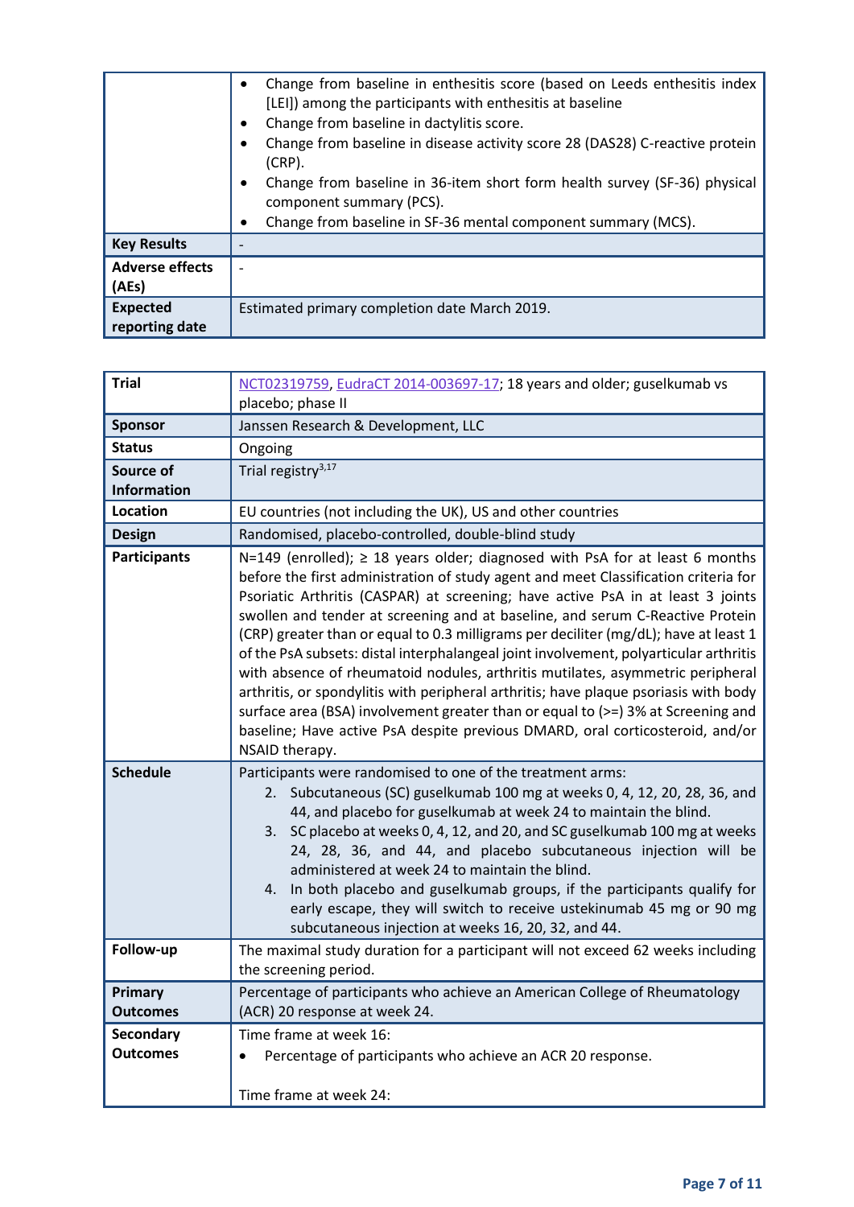| | |
|---|---|
| | • Change from baseline in enthesitis score (based on Leeds enthesitis index [LEI]) among the participants with enthesitis at baseline<br>• Change from baseline in dactylitis score.<br>• Change from baseline in disease activity score 28 (DAS28) C-reactive protein (CRP).<br>• Change from baseline in 36-item short form health survey (SF-36) physical component summary (PCS).<br>• Change from baseline in SF-36 mental component summary (MCS). |
| **Key Results** | - |
| **Adverse effects (AEs)** | - |
| **Expected reporting date** | Estimated primary completion date March 2019. |

| | |
|---|---|
| **Trial** | NCT02319759, EudraCT 2014-003697-17; 18 years and older; guselkumab vs placebo; phase II |
| **Sponsor** | Janssen Research & Development, LLC |
| **Status** | Ongoing |
| **Source of Information** | Trial registry[3,17] |
| **Location** | EU countries (not including the UK), US and other countries |
| **Design** | Randomised, placebo-controlled, double-blind study |
| **Participants** | N=149 (enrolled); ≥ 18 years older; diagnosed with PsA for at least 6 months before the first administration of study agent and meet Classification criteria for Psoriatic Arthritis (CASPAR) at screening; have active PsA in at least 3 joints swollen and tender at screening and at baseline, and serum C-Reactive Protein (CRP) greater than or equal to 0.3 milligrams per deciliter (mg/dL); have at least 1 of the PsA subsets: distal interphalangeal joint involvement, polyarticular arthritis with absence of rheumatoid nodules, arthritis mutilates, asymmetric peripheral arthritis, or spondylitis with peripheral arthritis; have plaque psoriasis with body surface area (BSA) involvement greater than or equal to (>=) 3% at Screening and baseline; Have active PsA despite previous DMARD, oral corticosteroid, and/or NSAID therapy. |
| **Schedule** | Participants were randomised to one of the treatment arms:<br>2. Subcutaneous (SC) guselkumab 100 mg at weeks 0, 4, 12, 20, 28, 36, and 44, and placebo for guselkumab at week 24 to maintain the blind.<br>3. SC placebo at weeks 0, 4, 12, and 20, and SC guselkumab 100 mg at weeks 24, 28, 36, and 44, and placebo subcutaneous injection will be administered at week 24 to maintain the blind.<br>4. In both placebo and guselkumab groups, if the participants qualify for early escape, they will switch to receive ustekinumab 45 mg or 90 mg subcutaneous injection at weeks 16, 20, 32, and 44. |
| **Follow-up** | The maximal study duration for a participant will not exceed 62 weeks including the screening period. |
| **Primary Outcomes** | Percentage of participants who achieve an American College of Rheumatology (ACR) 20 response at week 24. |
| **Secondary Outcomes** | Time frame at week 16:<br>• Percentage of participants who achieve an ACR 20 response.<br><br>Time frame at week 24: |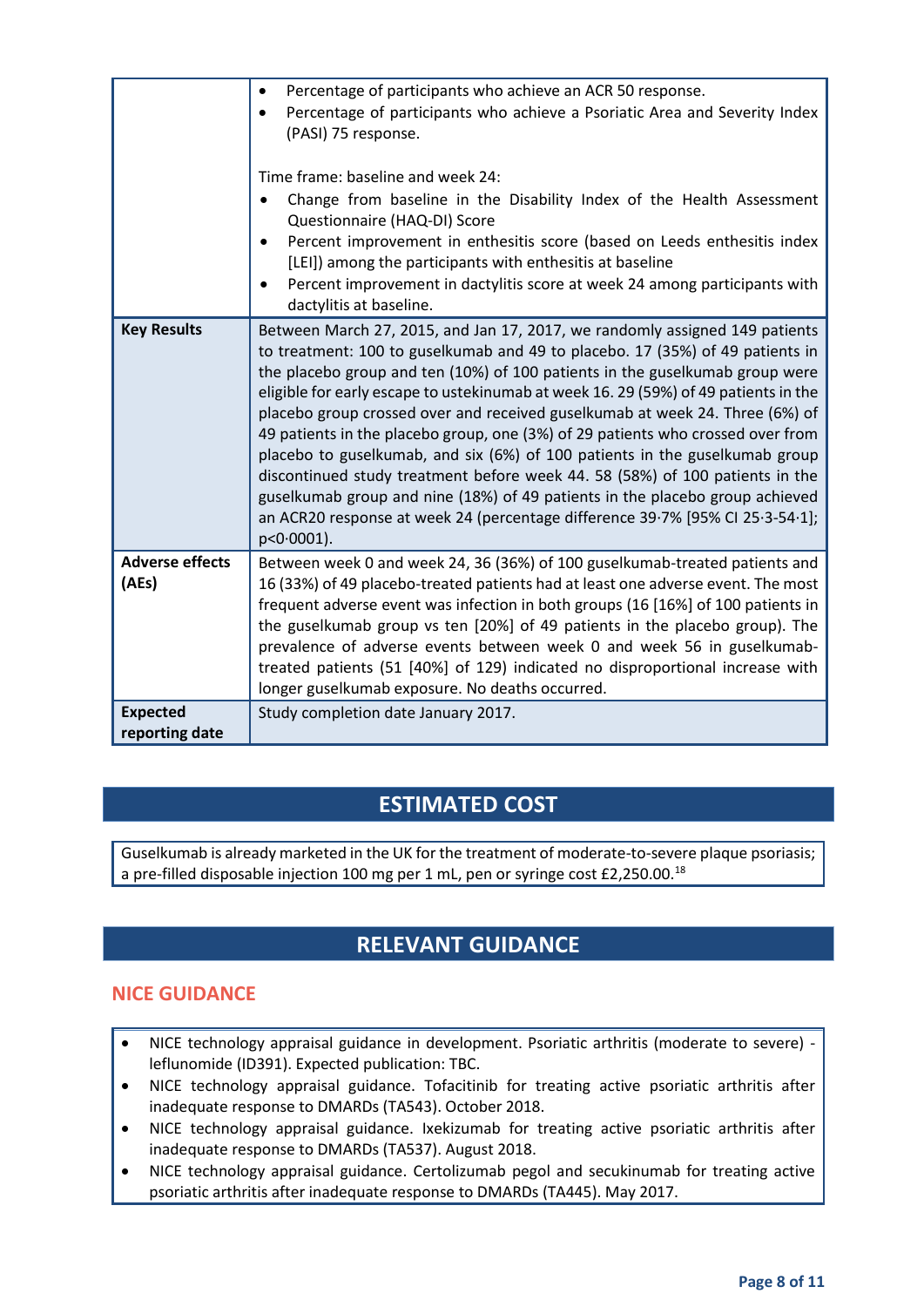| | |
|---|---|
| | • Percentage of participants who achieve an ACR 50 response.<br>• Percentage of participants who achieve a Psoriatic Area and Severity Index (PASI) 75 response.<br><br>Time frame: baseline and week 24:<br>• Change from baseline in the Disability Index of the Health Assessment Questionnaire (HAQ-DI) Score<br>• Percent improvement in enthesitis score (based on Leeds enthesitis index [LEI]) among the participants with enthesitis at baseline<br>• Percent improvement in dactylitis score at week 24 among participants with dactylitis at baseline. |
| **Key Results** | Between March 27, 2015, and Jan 17, 2017, we randomly assigned 149 patients to treatment: 100 to guselkumab and 49 to placebo. 17 (35%) of 49 patients in the placebo group and ten (10%) of 100 patients in the guselkumab group were eligible for early escape to ustekinumab at week 16. 29 (59%) of 49 patients in the placebo group crossed over and received guselkumab at week 24. Three (6%) of 49 patients in the placebo group, one (3%) of 29 patients who crossed over from placebo to guselkumab, and six (6%) of 100 patients in the guselkumab group discontinued study treatment before week 44. 58 (58%) of 100 patients in the guselkumab group and nine (18%) of 49 patients in the placebo group achieved an ACR20 response at week 24 (percentage difference 39·7% [95% CI 25·3-54·1]; p<0·0001). |
| **Adverse effects (AEs)** | Between week 0 and week 24, 36 (36%) of 100 guselkumab-treated patients and 16 (33%) of 49 placebo-treated patients had at least one adverse event. The most frequent adverse event was infection in both groups (16 [16%] of 100 patients in the guselkumab group vs ten [20%] of 49 patients in the placebo group). The prevalence of adverse events between week 0 and week 56 in guselkumab-treated patients (51 [40%] of 129) indicated no disproportional increase with longer guselkumab exposure. No deaths occurred. |
| **Expected reporting date** | Study completion date January 2017. |

## ESTIMATED COST

Guselkumab is already marketed in the UK for the treatment of moderate-to-severe plaque psoriasis; a pre-filled disposable injection 100 mg per 1 mL, pen or syringe cost £2,250.00.[18]

## RELEVANT GUIDANCE

### NICE GUIDANCE

- NICE technology appraisal guidance in development. Psoriatic arthritis (moderate to severe) - leflunomide (ID391). Expected publication: TBC.
- NICE technology appraisal guidance. Tofacitinib for treating active psoriatic arthritis after inadequate response to DMARDs (TA543). October 2018.
- NICE technology appraisal guidance. Ixekizumab for treating active psoriatic arthritis after inadequate response to DMARDs (TA537). August 2018.
- NICE technology appraisal guidance. Certolizumab pegol and secukinumab for treating active psoriatic arthritis after inadequate response to DMARDs (TA445). May 2017.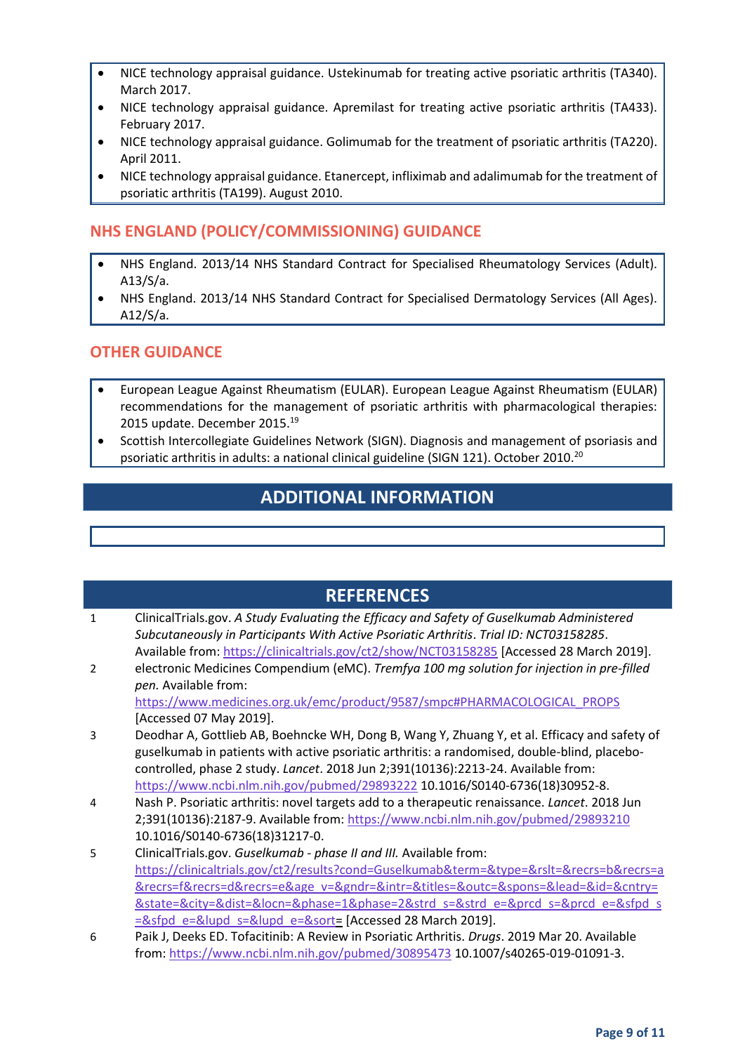- NICE technology appraisal guidance. Ustekinumab for treating active psoriatic arthritis (TA340). March 2017.
- NICE technology appraisal guidance. Apremilast for treating active psoriatic arthritis (TA433). February 2017.
- NICE technology appraisal guidance. Golimumab for the treatment of psoriatic arthritis (TA220). April 2011.
- NICE technology appraisal guidance. Etanercept, infliximab and adalimumab for the treatment of psoriatic arthritis (TA199). August 2010.

## NHS ENGLAND (POLICY/COMMISSIONING) GUIDANCE

- NHS England. 2013/14 NHS Standard Contract for Specialised Rheumatology Services (Adult). A13/S/a.
- NHS England. 2013/14 NHS Standard Contract for Specialised Dermatology Services (All Ages). A12/S/a.

## OTHER GUIDANCE

- European League Against Rheumatism (EULAR). European League Against Rheumatism (EULAR) recommendations for the management of psoriatic arthritis with pharmacological therapies: 2015 update. December 2015.[19]
- Scottish Intercollegiate Guidelines Network (SIGN). Diagnosis and management of psoriasis and psoriatic arthritis in adults: a national clinical guideline (SIGN 121). October 2010.[20]

# ADDITIONAL INFORMATION

# REFERENCES

1. ClinicalTrials.gov. *A Study Evaluating the Efficacy and Safety of Guselkumab Administered Subcutaneously in Participants With Active Psoriatic Arthritis*. *Trial ID: NCT03158285*. Available from: https://clinicaltrials.gov/ct2/show/NCT03158285 [Accessed 28 March 2019].
2. electronic Medicines Compendium (eMC). *Tremfya 100 mg solution for injection in pre-filled pen.* Available from: https://www.medicines.org.uk/emc/product/9587/smpc#PHARMACOLOGICAL_PROPS [Accessed 07 May 2019].
3. Deodhar A, Gottlieb AB, Boehncke WH, Dong B, Wang Y, Zhuang Y, et al. Efficacy and safety of guselkumab in patients with active psoriatic arthritis: a randomised, double-blind, placebo-controlled, phase 2 study. *Lancet*. 2018 Jun 2;391(10136):2213-24. Available from: https://www.ncbi.nlm.nih.gov/pubmed/29893222 10.1016/S0140-6736(18)30952-8.
4. Nash P. Psoriatic arthritis: novel targets add to a therapeutic renaissance. *Lancet*. 2018 Jun 2;391(10136):2187-9. Available from: https://www.ncbi.nlm.nih.gov/pubmed/29893210 10.1016/S0140-6736(18)31217-0.
5. ClinicalTrials.gov. *Guselkumab - phase II and III.* Available from: https://clinicaltrials.gov/ct2/results?cond=Guselkumab&term=&type=&rslt=&recrs=b&recrs=a&recrs=f&recrs=d&recrs=e&age_v=&gndr=&intr=&titles=&outc=&spons=&lead=&id=&cntry=&state=&city=&dist=&locn=&phase=1&phase=2&strd_s=&strd_e=&prcd_s=&prcd_e=&sfpd_s=&sfpd_e=&lupd_s=&lupd_e=&sort= [Accessed 28 March 2019].
6. Paik J, Deeks ED. Tofacitinib: A Review in Psoriatic Arthritis. *Drugs*. 2019 Mar 20. Available from: https://www.ncbi.nlm.nih.gov/pubmed/30895473 10.1007/s40265-019-01091-3.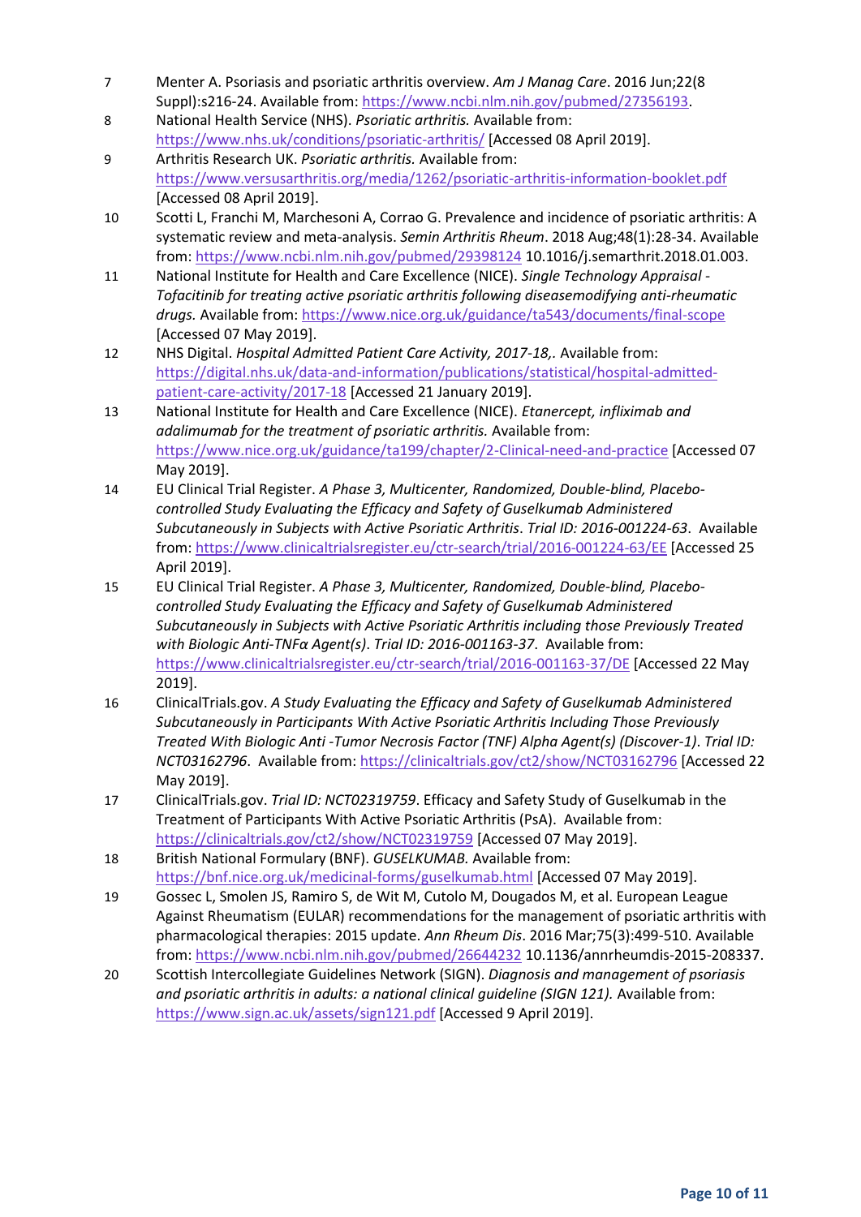7. Menter A. Psoriasis and psoriatic arthritis overview. *Am J Manag Care*. 2016 Jun;22(8 Suppl):s216-24. Available from: https://www.ncbi.nlm.nih.gov/pubmed/27356193.
8. National Health Service (NHS). *Psoriatic arthritis.* Available from: https://www.nhs.uk/conditions/psoriatic-arthritis/ [Accessed 08 April 2019].
9. Arthritis Research UK. *Psoriatic arthritis.* Available from: https://www.versusarthritis.org/media/1262/psoriatic-arthritis-information-booklet.pdf [Accessed 08 April 2019].
10. Scotti L, Franchi M, Marchesoni A, Corrao G. Prevalence and incidence of psoriatic arthritis: A systematic review and meta-analysis. *Semin Arthritis Rheum*. 2018 Aug;48(1):28-34. Available from: https://www.ncbi.nlm.nih.gov/pubmed/29398124 10.1016/j.semarthrit.2018.01.003.
11. National Institute for Health and Care Excellence (NICE). *Single Technology Appraisal - Tofacitinib for treating active psoriatic arthritis following diseasemodifying anti-rheumatic drugs.* Available from: https://www.nice.org.uk/guidance/ta543/documents/final-scope [Accessed 07 May 2019].
12. NHS Digital. *Hospital Admitted Patient Care Activity, 2017-18,.* Available from: https://digital.nhs.uk/data-and-information/publications/statistical/hospital-admitted-patient-care-activity/2017-18 [Accessed 21 January 2019].
13. National Institute for Health and Care Excellence (NICE). *Etanercept, infliximab and adalimumab for the treatment of psoriatic arthritis.* Available from: https://www.nice.org.uk/guidance/ta199/chapter/2-Clinical-need-and-practice [Accessed 07 May 2019].
14. EU Clinical Trial Register. *A Phase 3, Multicenter, Randomized, Double-blind, Placebo-controlled Study Evaluating the Efficacy and Safety of Guselkumab Administered Subcutaneously in Subjects with Active Psoriatic Arthritis*. *Trial ID: 2016-001224-63*. Available from: https://www.clinicaltrialsregister.eu/ctr-search/trial/2016-001224-63/EE [Accessed 25 April 2019].
15. EU Clinical Trial Register. *A Phase 3, Multicenter, Randomized, Double-blind, Placebo-controlled Study Evaluating the Efficacy and Safety of Guselkumab Administered Subcutaneously in Subjects with Active Psoriatic Arthritis including those Previously Treated with Biologic Anti-TNFα Agent(s)*. *Trial ID: 2016-001163-37*. Available from: https://www.clinicaltrialsregister.eu/ctr-search/trial/2016-001163-37/DE [Accessed 22 May 2019].
16. ClinicalTrials.gov. *A Study Evaluating the Efficacy and Safety of Guselkumab Administered Subcutaneously in Participants With Active Psoriatic Arthritis Including Those Previously Treated With Biologic Anti -Tumor Necrosis Factor (TNF) Alpha Agent(s) (Discover-1)*. *Trial ID: NCT03162796*. Available from: https://clinicaltrials.gov/ct2/show/NCT03162796 [Accessed 22 May 2019].
17. ClinicalTrials.gov. *Trial ID: NCT02319759*. Efficacy and Safety Study of Guselkumab in the Treatment of Participants With Active Psoriatic Arthritis (PsA). Available from: https://clinicaltrials.gov/ct2/show/NCT02319759 [Accessed 07 May 2019].
18. British National Formulary (BNF). *GUSELKUMAB.* Available from: https://bnf.nice.org.uk/medicinal-forms/guselkumab.html [Accessed 07 May 2019].
19. Gossec L, Smolen JS, Ramiro S, de Wit M, Cutolo M, Dougados M, et al. European League Against Rheumatism (EULAR) recommendations for the management of psoriatic arthritis with pharmacological therapies: 2015 update. *Ann Rheum Dis*. 2016 Mar;75(3):499-510. Available from: https://www.ncbi.nlm.nih.gov/pubmed/26644232 10.1136/annrheumdis-2015-208337.
20. Scottish Intercollegiate Guidelines Network (SIGN). *Diagnosis and management of psoriasis and psoriatic arthritis in adults: a national clinical guideline (SIGN 121).* Available from: https://www.sign.ac.uk/assets/sign121.pdf [Accessed 9 April 2019].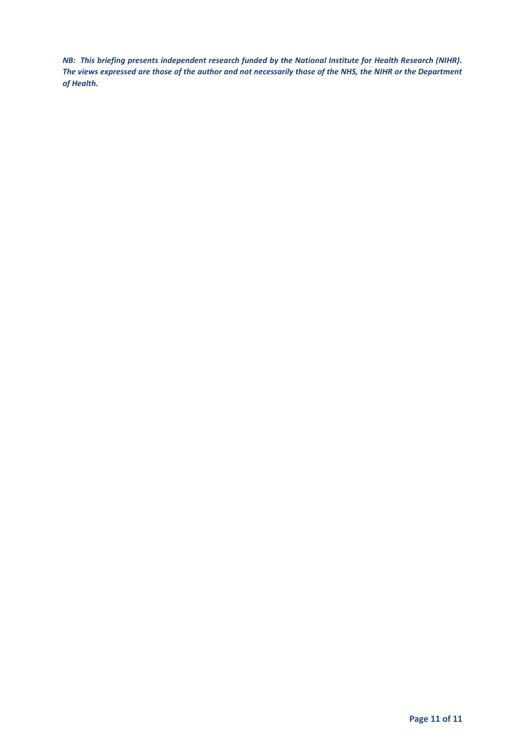***NB: This briefing presents independent research funded by the National Institute for Health Research (NIHR). The views expressed are those of the author and not necessarily those of the NHS, the NIHR or the Department of Health.***